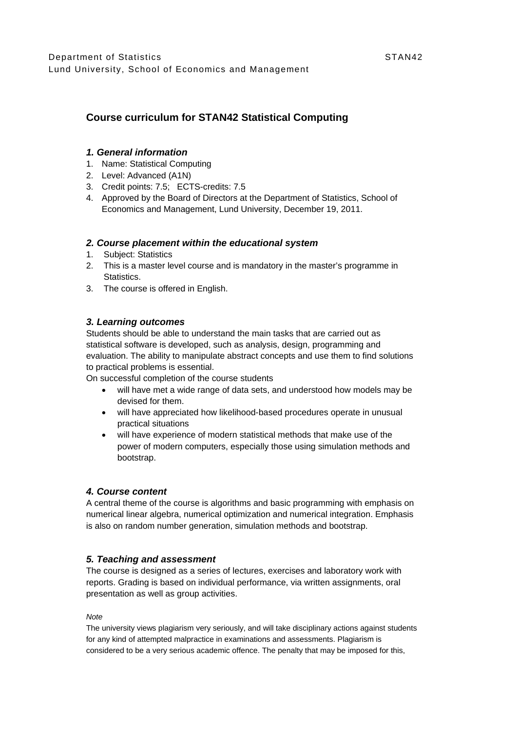Department of Statistics STAN42
Lund University, School of Economics and Management

# Course curriculum for STAN42 Statistical Computing

### *1. General information*

1. Name: Statistical Computing
2. Level: Advanced (A1N)
3. Credit points: 7.5; ECTS-credits: 7.5
4. Approved by the Board of Directors at the Department of Statistics, School of Economics and Management, Lund University, December 19, 2011.

### *2. Course placement within the educational system*

1. Subject: Statistics
2. This is a master level course and is mandatory in the master's programme in Statistics.
3. The course is offered in English.

### *3. Learning outcomes*

Students should be able to understand the main tasks that are carried out as statistical software is developed, such as analysis, design, programming and evaluation. The ability to manipulate abstract concepts and use them to find solutions to practical problems is essential.

On successful completion of the course students

- will have met a wide range of data sets, and understood how models may be devised for them.
- will have appreciated how likelihood-based procedures operate in unusual practical situations
- will have experience of modern statistical methods that make use of the power of modern computers, especially those using simulation methods and bootstrap.

### *4. Course content*

A central theme of the course is algorithms and basic programming with emphasis on numerical linear algebra, numerical optimization and numerical integration. Emphasis is also on random number generation, simulation methods and bootstrap.

### *5. Teaching and assessment*

The course is designed as a series of lectures, exercises and laboratory work with reports. Grading is based on individual performance, via written assignments, oral presentation as well as group activities.

*Note*

The university views plagiarism very seriously, and will take disciplinary actions against students for any kind of attempted malpractice in examinations and assessments. Plagiarism is considered to be a very serious academic offence. The penalty that may be imposed for this,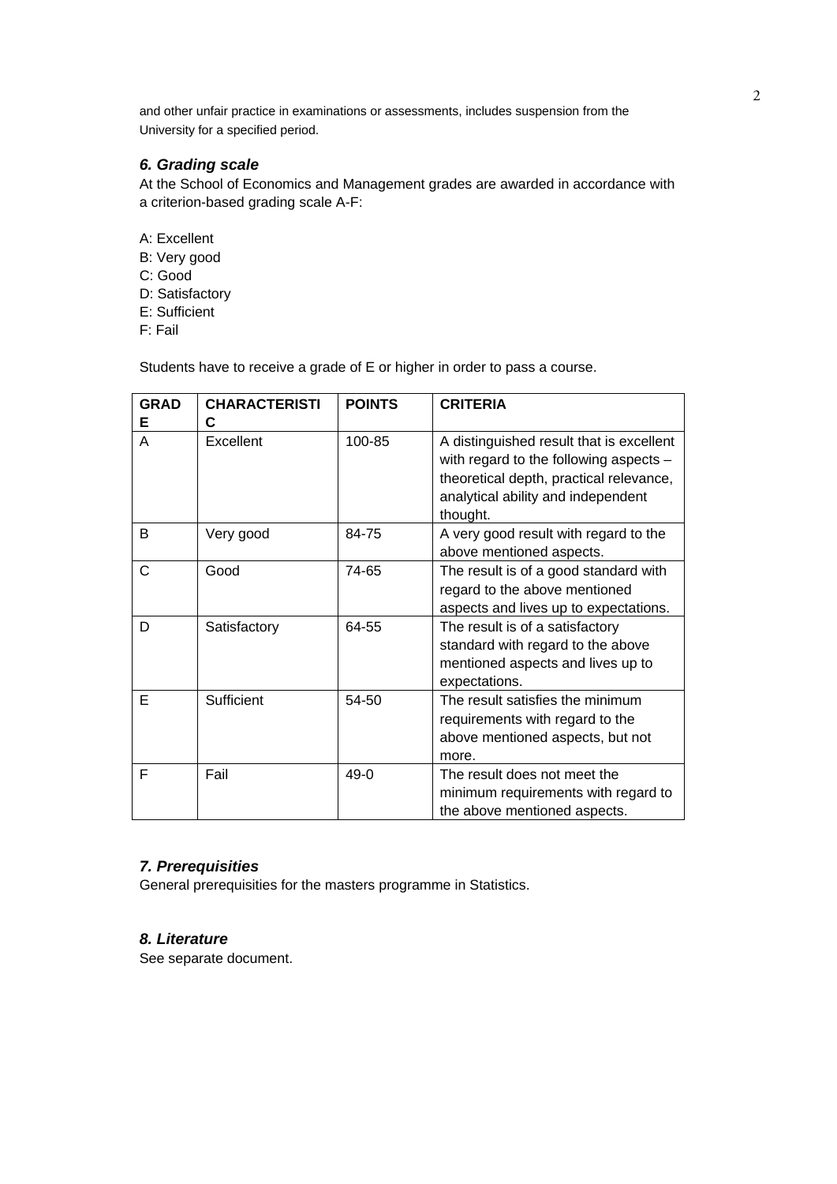and other unfair practice in examinations or assessments, includes suspension from the University for a specified period.

### *6. Grading scale*

At the School of Economics and Management grades are awarded in accordance with a criterion-based grading scale A-F:

A: Excellent  
B: Very good  
C: Good  
D: Satisfactory  
E: Sufficient  
F: Fail

Students have to receive a grade of E or higher in order to pass a course.

| GRADE | CHARACTERISTIC | POINTS | CRITERIA |
| --- | --- | --- | --- |
| A | Excellent | 100-85 | A distinguished result that is excellent with regard to the following aspects – theoretical depth, practical relevance, analytical ability and independent thought. |
| B | Very good | 84-75 | A very good result with regard to the above mentioned aspects. |
| C | Good | 74-65 | The result is of a good standard with regard to the above mentioned aspects and lives up to expectations. |
| D | Satisfactory | 64-55 | The result is of a satisfactory standard with regard to the above mentioned aspects and lives up to expectations. |
| E | Sufficient | 54-50 | The result satisfies the minimum requirements with regard to the above mentioned aspects, but not more. |
| F | Fail | 49-0 | The result does not meet the minimum requirements with regard to the above mentioned aspects. |

### *7. Prerequisities*

General prerequisities for the masters programme in Statistics.

### *8. Literature*

See separate document.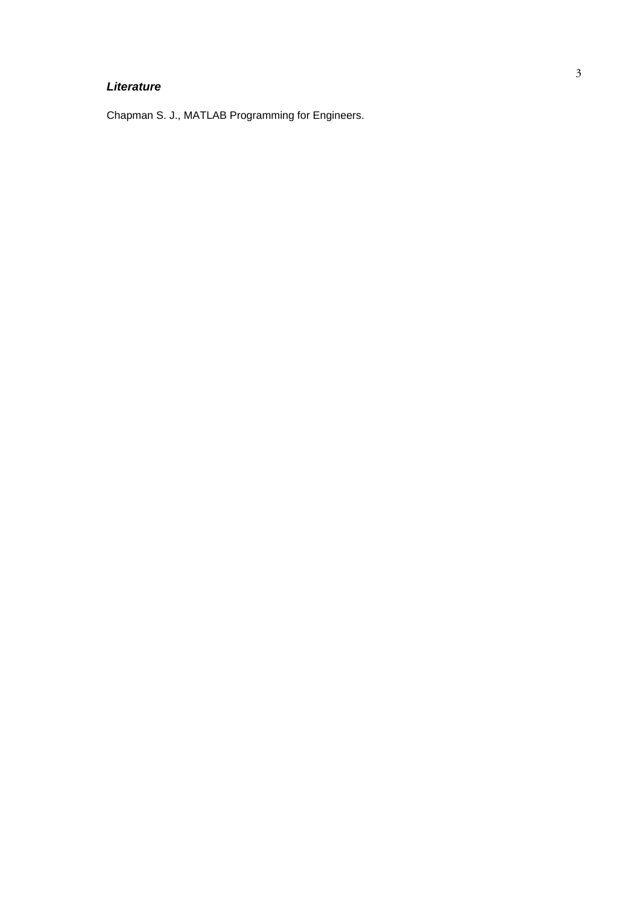***Literature***

Chapman S. J., MATLAB Programming for Engineers.